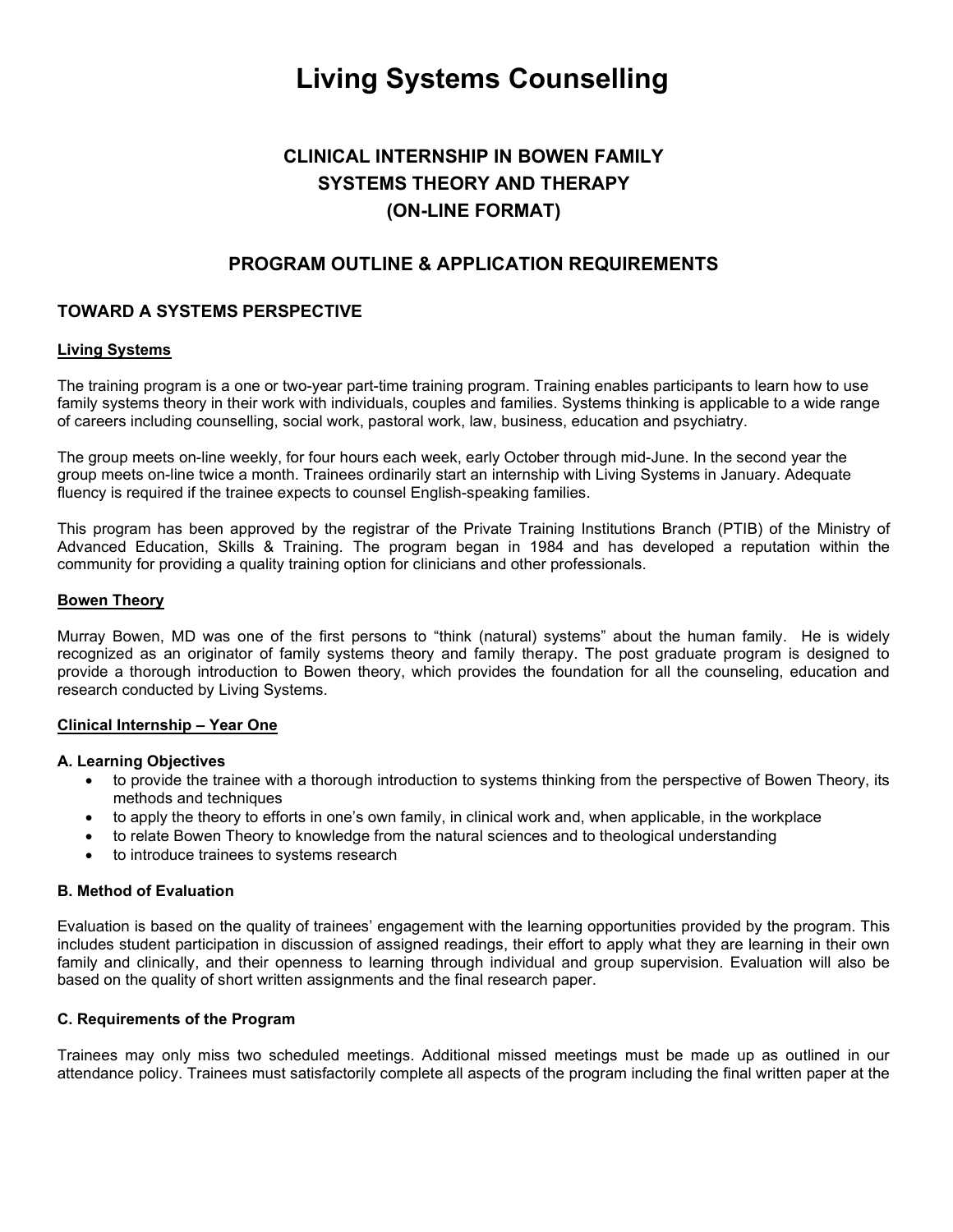# Living Systems Counselling

## CLINICAL INTERNSHIP IN BOWEN FAMILY SYSTEMS THEORY AND THERAPY (ON-LINE FORMAT)

## PROGRAM OUTLINE & APPLICATION REQUIREMENTS

### TOWARD A SYSTEMS PERSPECTIVE

**Living Systems**

The training program is a one or two-year part-time training program. Training enables participants to learn how to use family systems theory in their work with individuals, couples and families. Systems thinking is applicable to a wide range of careers including counselling, social work, pastoral work, law, business, education and psychiatry.

The group meets on-line weekly, for four hours each week, early October through mid-June. In the second year the group meets on-line twice a month. Trainees ordinarily start an internship with Living Systems in January. Adequate fluency is required if the trainee expects to counsel English-speaking families.

This program has been approved by the registrar of the Private Training Institutions Branch (PTIB) of the Ministry of Advanced Education, Skills & Training. The program began in 1984 and has developed a reputation within the community for providing a quality training option for clinicians and other professionals.

**Bowen Theory**

Murray Bowen, MD was one of the first persons to "think (natural) systems" about the human family. He is widely recognized as an originator of family systems theory and family therapy. The post graduate program is designed to provide a thorough introduction to Bowen theory, which provides the foundation for all the counseling, education and research conducted by Living Systems.

**Clinical Internship – Year One**

**A. Learning Objectives**

- to provide the trainee with a thorough introduction to systems thinking from the perspective of Bowen Theory, its methods and techniques
- to apply the theory to efforts in one's own family, in clinical work and, when applicable, in the workplace
- to relate Bowen Theory to knowledge from the natural sciences and to theological understanding
- to introduce trainees to systems research

**B. Method of Evaluation**

Evaluation is based on the quality of trainees' engagement with the learning opportunities provided by the program. This includes student participation in discussion of assigned readings, their effort to apply what they are learning in their own family and clinically, and their openness to learning through individual and group supervision. Evaluation will also be based on the quality of short written assignments and the final research paper.

**C. Requirements of the Program**

Trainees may only miss two scheduled meetings. Additional missed meetings must be made up as outlined in our attendance policy. Trainees must satisfactorily complete all aspects of the program including the final written paper at the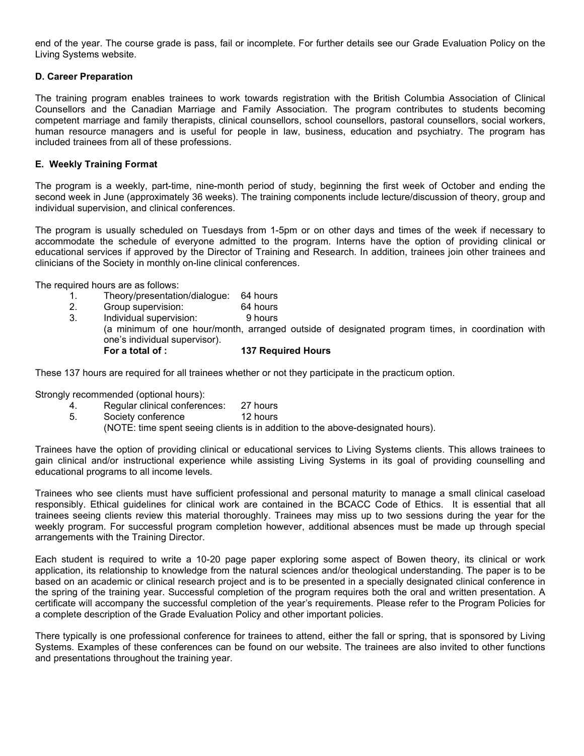end of the year. The course grade is pass, fail or incomplete. For further details see our Grade Evaluation Policy on the Living Systems website.

### D. Career Preparation

The training program enables trainees to work towards registration with the British Columbia Association of Clinical Counsellors and the Canadian Marriage and Family Association. The program contributes to students becoming competent marriage and family therapists, clinical counsellors, school counsellors, pastoral counsellors, social workers, human resource managers and is useful for people in law, business, education and psychiatry. The program has included trainees from all of these professions.

### E. Weekly Training Format

The program is a weekly, part-time, nine-month period of study, beginning the first week of October and ending the second week in June (approximately 36 weeks). The training components include lecture/discussion of theory, group and individual supervision, and clinical conferences.

The program is usually scheduled on Tuesdays from 1-5pm or on other days and times of the week if necessary to accommodate the schedule of everyone admitted to the program. Interns have the option of providing clinical or educational services if approved by the Director of Training and Research. In addition, trainees join other trainees and clinicians of the Society in monthly on-line clinical conferences.

The required hours are as follows:

1. Theory/presentation/dialogue: 64 hours
2. Group supervision: 64 hours
3. Individual supervision: 9 hours
   (a minimum of one hour/month, arranged outside of designated program times, in coordination with one's individual supervisor).

**For a total of : 137 Required Hours**

These 137 hours are required for all trainees whether or not they participate in the practicum option.

Strongly recommended (optional hours):

4. Regular clinical conferences: 27 hours
5. Society conference 12 hours
   (NOTE: time spent seeing clients is in addition to the above-designated hours).

Trainees have the option of providing clinical or educational services to Living Systems clients. This allows trainees to gain clinical and/or instructional experience while assisting Living Systems in its goal of providing counselling and educational programs to all income levels.

Trainees who see clients must have sufficient professional and personal maturity to manage a small clinical caseload responsibly. Ethical guidelines for clinical work are contained in the BCACC Code of Ethics. It is essential that all trainees seeing clients review this material thoroughly. Trainees may miss up to two sessions during the year for the weekly program. For successful program completion however, additional absences must be made up through special arrangements with the Training Director.

Each student is required to write a 10-20 page paper exploring some aspect of Bowen theory, its clinical or work application, its relationship to knowledge from the natural sciences and/or theological understanding. The paper is to be based on an academic or clinical research project and is to be presented in a specially designated clinical conference in the spring of the training year. Successful completion of the program requires both the oral and written presentation. A certificate will accompany the successful completion of the year's requirements. Please refer to the Program Policies for a complete description of the Grade Evaluation Policy and other important policies.

There typically is one professional conference for trainees to attend, either the fall or spring, that is sponsored by Living Systems. Examples of these conferences can be found on our website. The trainees are also invited to other functions and presentations throughout the training year.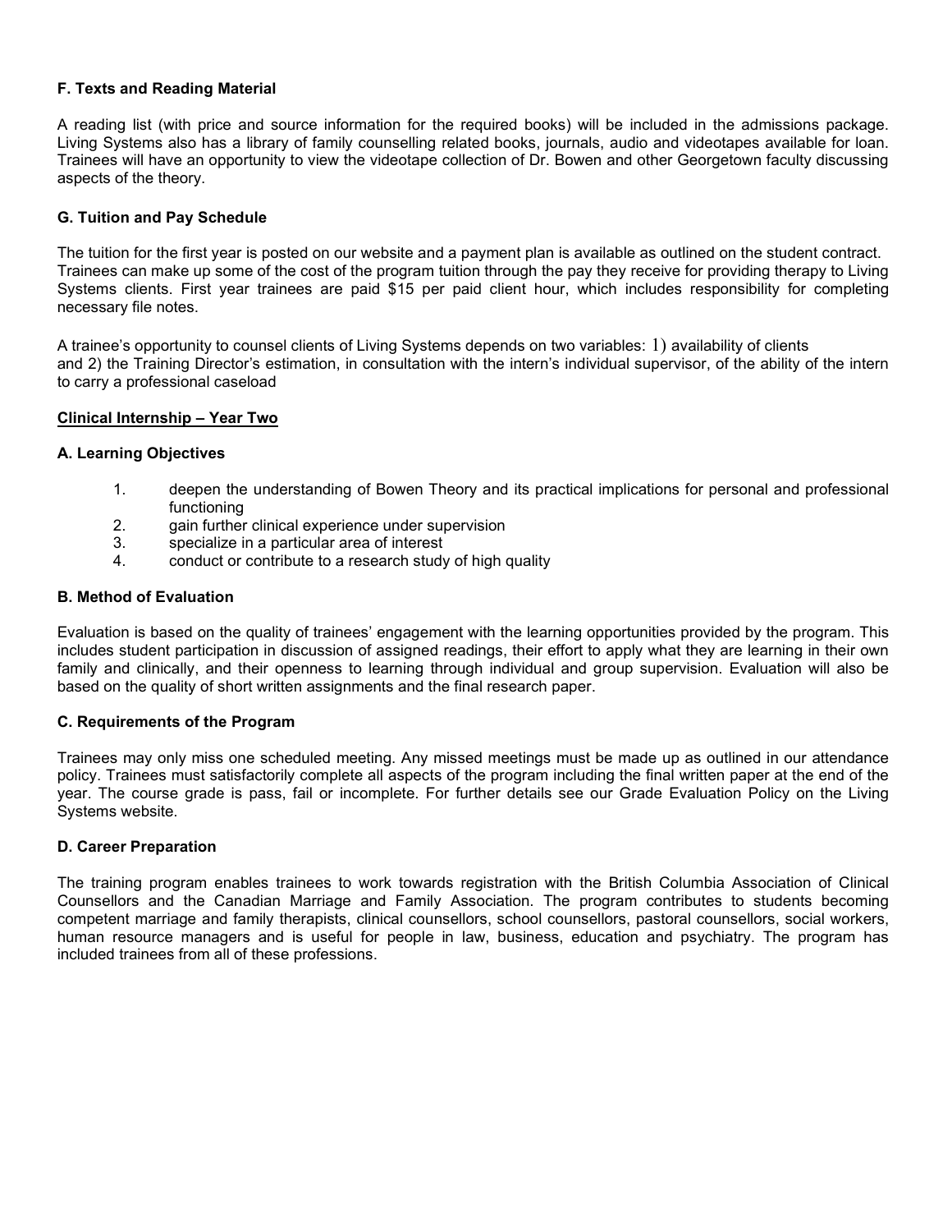### F. Texts and Reading Material

A reading list (with price and source information for the required books) will be included in the admissions package. Living Systems also has a library of family counselling related books, journals, audio and videotapes available for loan. Trainees will have an opportunity to view the videotape collection of Dr. Bowen and other Georgetown faculty discussing aspects of the theory.

### G. Tuition and Pay Schedule

The tuition for the first year is posted on our website and a payment plan is available as outlined on the student contract. Trainees can make up some of the cost of the program tuition through the pay they receive for providing therapy to Living Systems clients. First year trainees are paid $15 per paid client hour, which includes responsibility for completing necessary file notes.

A trainee's opportunity to counsel clients of Living Systems depends on two variables: 1) availability of clients and 2) the Training Director's estimation, in consultation with the intern's individual supervisor, of the ability of the intern to carry a professional caseload

## Clinical Internship – Year Two

### A. Learning Objectives

1. deepen the understanding of Bowen Theory and its practical implications for personal and professional functioning
2. gain further clinical experience under supervision
3. specialize in a particular area of interest
4. conduct or contribute to a research study of high quality

### B. Method of Evaluation

Evaluation is based on the quality of trainees' engagement with the learning opportunities provided by the program. This includes student participation in discussion of assigned readings, their effort to apply what they are learning in their own family and clinically, and their openness to learning through individual and group supervision. Evaluation will also be based on the quality of short written assignments and the final research paper.

### C. Requirements of the Program

Trainees may only miss one scheduled meeting. Any missed meetings must be made up as outlined in our attendance policy. Trainees must satisfactorily complete all aspects of the program including the final written paper at the end of the year. The course grade is pass, fail or incomplete. For further details see our Grade Evaluation Policy on the Living Systems website.

### D. Career Preparation

The training program enables trainees to work towards registration with the British Columbia Association of Clinical Counsellors and the Canadian Marriage and Family Association. The program contributes to students becoming competent marriage and family therapists, clinical counsellors, school counsellors, pastoral counsellors, social workers, human resource managers and is useful for people in law, business, education and psychiatry. The program has included trainees from all of these professions.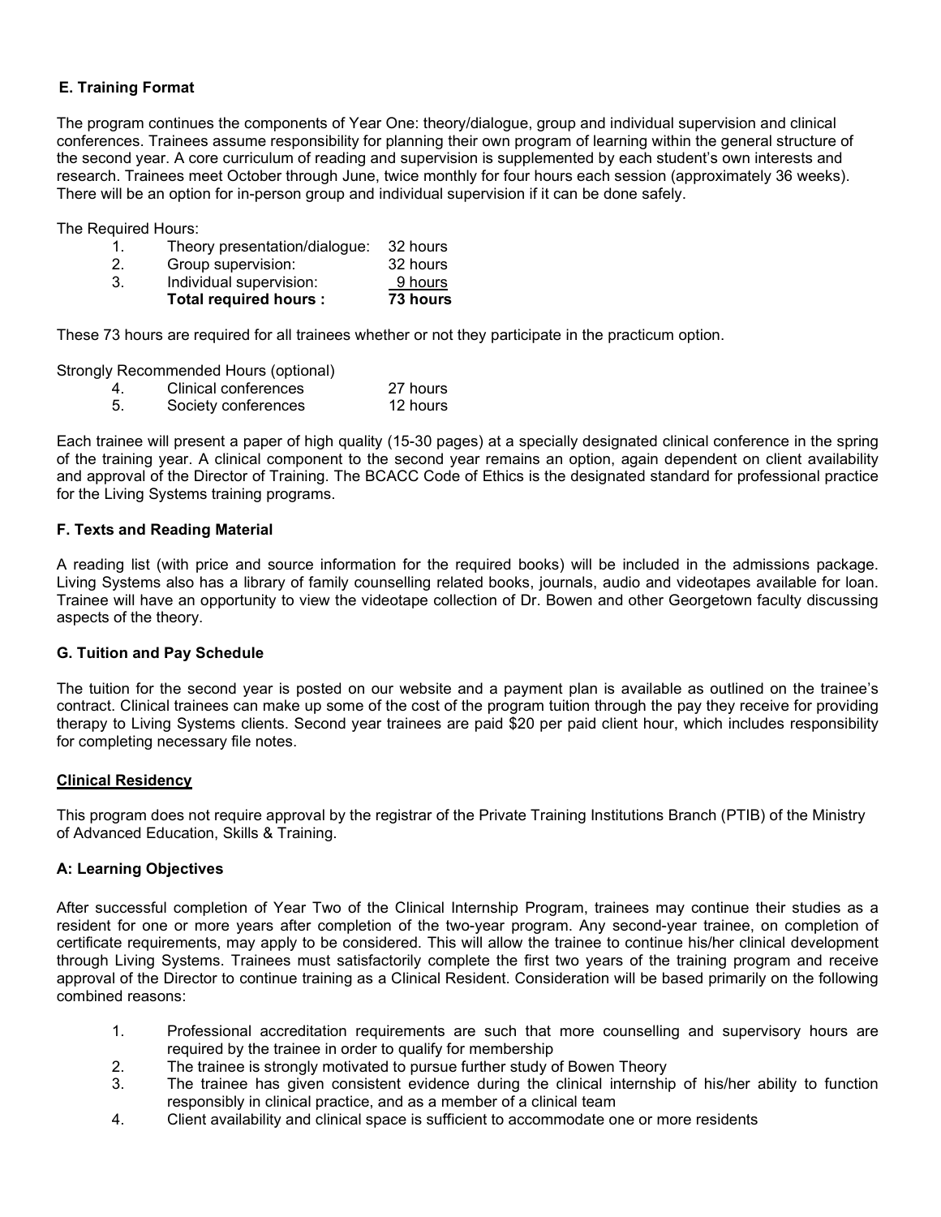### E. Training Format

The program continues the components of Year One: theory/dialogue, group and individual supervision and clinical conferences. Trainees assume responsibility for planning their own program of learning within the general structure of the second year. A core curriculum of reading and supervision is supplemented by each student's own interests and research. Trainees meet October through June, twice monthly for four hours each session (approximately 36 weeks). There will be an option for in-person group and individual supervision if it can be done safely.

The Required Hours:

| | | |
|---|---|---|
| 1. | Theory presentation/dialogue: | 32 hours |
| 2. | Group supervision: | 32 hours |
| 3. | Individual supervision: | 9 hours |
| | **Total required hours :** | **73 hours** |

These 73 hours are required for all trainees whether or not they participate in the practicum option.

Strongly Recommended Hours (optional)

| | | |
|---|---|---|
| 4. | Clinical conferences | 27 hours |
| 5. | Society conferences | 12 hours |

Each trainee will present a paper of high quality (15-30 pages) at a specially designated clinical conference in the spring of the training year. A clinical component to the second year remains an option, again dependent on client availability and approval of the Director of Training. The BCACC Code of Ethics is the designated standard for professional practice for the Living Systems training programs.

### F. Texts and Reading Material

A reading list (with price and source information for the required books) will be included in the admissions package. Living Systems also has a library of family counselling related books, journals, audio and videotapes available for loan. Trainee will have an opportunity to view the videotape collection of Dr. Bowen and other Georgetown faculty discussing aspects of the theory.

### G. Tuition and Pay Schedule

The tuition for the second year is posted on our website and a payment plan is available as outlined on the trainee's contract. Clinical trainees can make up some of the cost of the program tuition through the pay they receive for providing therapy to Living Systems clients. Second year trainees are paid $20 per paid client hour, which includes responsibility for completing necessary file notes.

## Clinical Residency

This program does not require approval by the registrar of the Private Training Institutions Branch (PTIB) of the Ministry of Advanced Education, Skills & Training.

### A: Learning Objectives

After successful completion of Year Two of the Clinical Internship Program, trainees may continue their studies as a resident for one or more years after completion of the two-year program. Any second-year trainee, on completion of certificate requirements, may apply to be considered. This will allow the trainee to continue his/her clinical development through Living Systems. Trainees must satisfactorily complete the first two years of the training program and receive approval of the Director to continue training as a Clinical Resident. Consideration will be based primarily on the following combined reasons:

1. Professional accreditation requirements are such that more counselling and supervisory hours are required by the trainee in order to qualify for membership
2. The trainee is strongly motivated to pursue further study of Bowen Theory
3. The trainee has given consistent evidence during the clinical internship of his/her ability to function responsibly in clinical practice, and as a member of a clinical team
4. Client availability and clinical space is sufficient to accommodate one or more residents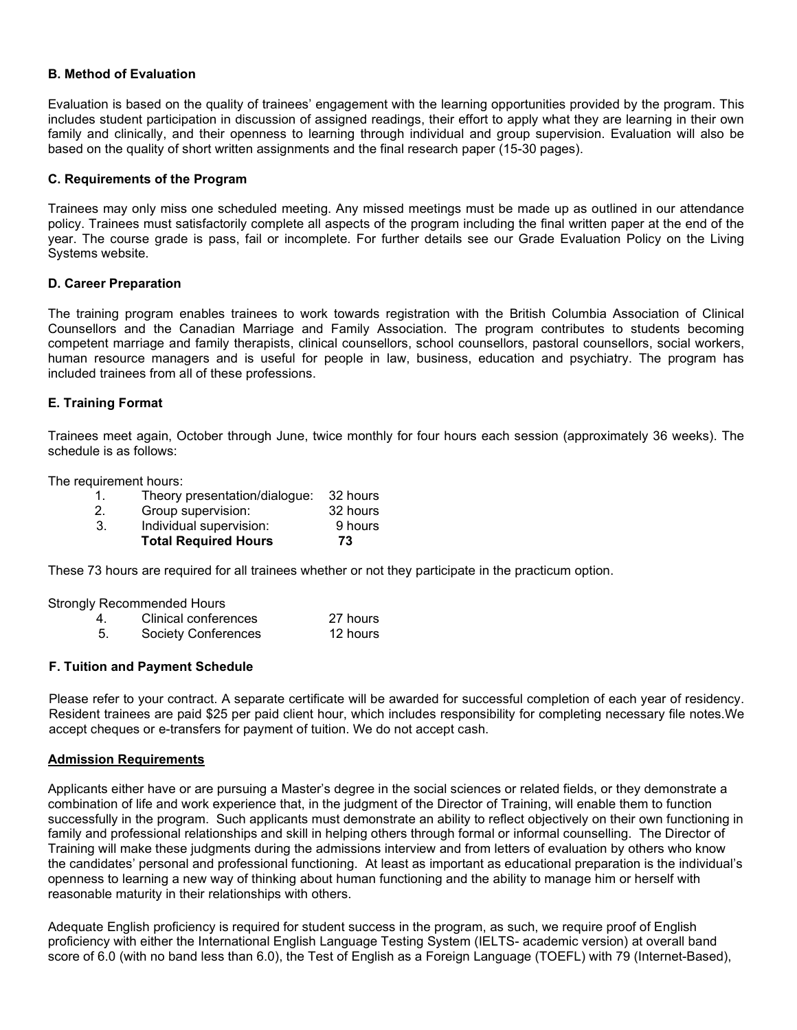### B. Method of Evaluation

Evaluation is based on the quality of trainees' engagement with the learning opportunities provided by the program. This includes student participation in discussion of assigned readings, their effort to apply what they are learning in their own family and clinically, and their openness to learning through individual and group supervision. Evaluation will also be based on the quality of short written assignments and the final research paper (15-30 pages).

### C. Requirements of the Program

Trainees may only miss one scheduled meeting. Any missed meetings must be made up as outlined in our attendance policy. Trainees must satisfactorily complete all aspects of the program including the final written paper at the end of the year. The course grade is pass, fail or incomplete. For further details see our Grade Evaluation Policy on the Living Systems website.

### D. Career Preparation

The training program enables trainees to work towards registration with the British Columbia Association of Clinical Counsellors and the Canadian Marriage and Family Association. The program contributes to students becoming competent marriage and family therapists, clinical counsellors, school counsellors, pastoral counsellors, social workers, human resource managers and is useful for people in law, business, education and psychiatry. The program has included trainees from all of these professions.

### E. Training Format

Trainees meet again, October through June, twice monthly for four hours each session (approximately 36 weeks). The schedule is as follows:

The requirement hours:

| | | |
|---|---|---|
| 1. | Theory presentation/dialogue: | 32 hours |
| 2. | Group supervision: | 32 hours |
| 3. | Individual supervision: | 9 hours |
| | **Total Required Hours** | **73** |

These 73 hours are required for all trainees whether or not they participate in the practicum option.

Strongly Recommended Hours

| | | |
|---|---|---|
| 4. | Clinical conferences | 27 hours |
| 5. | Society Conferences | 12 hours |

### F. Tuition and Payment Schedule

Please refer to your contract. A separate certificate will be awarded for successful completion of each year of residency. Resident trainees are paid $25 per paid client hour, which includes responsibility for completing necessary file notes.We accept cheques or e-transfers for payment of tuition. We do not accept cash.

**Admission Requirements**

Applicants either have or are pursuing a Master's degree in the social sciences or related fields, or they demonstrate a combination of life and work experience that, in the judgment of the Director of Training, will enable them to function successfully in the program. Such applicants must demonstrate an ability to reflect objectively on their own functioning in family and professional relationships and skill in helping others through formal or informal counselling. The Director of Training will make these judgments during the admissions interview and from letters of evaluation by others who know the candidates' personal and professional functioning. At least as important as educational preparation is the individual's openness to learning a new way of thinking about human functioning and the ability to manage him or herself with reasonable maturity in their relationships with others.

Adequate English proficiency is required for student success in the program, as such, we require proof of English proficiency with either the International English Language Testing System (IELTS- academic version) at overall band score of 6.0 (with no band less than 6.0), the Test of English as a Foreign Language (TOEFL) with 79 (Internet-Based),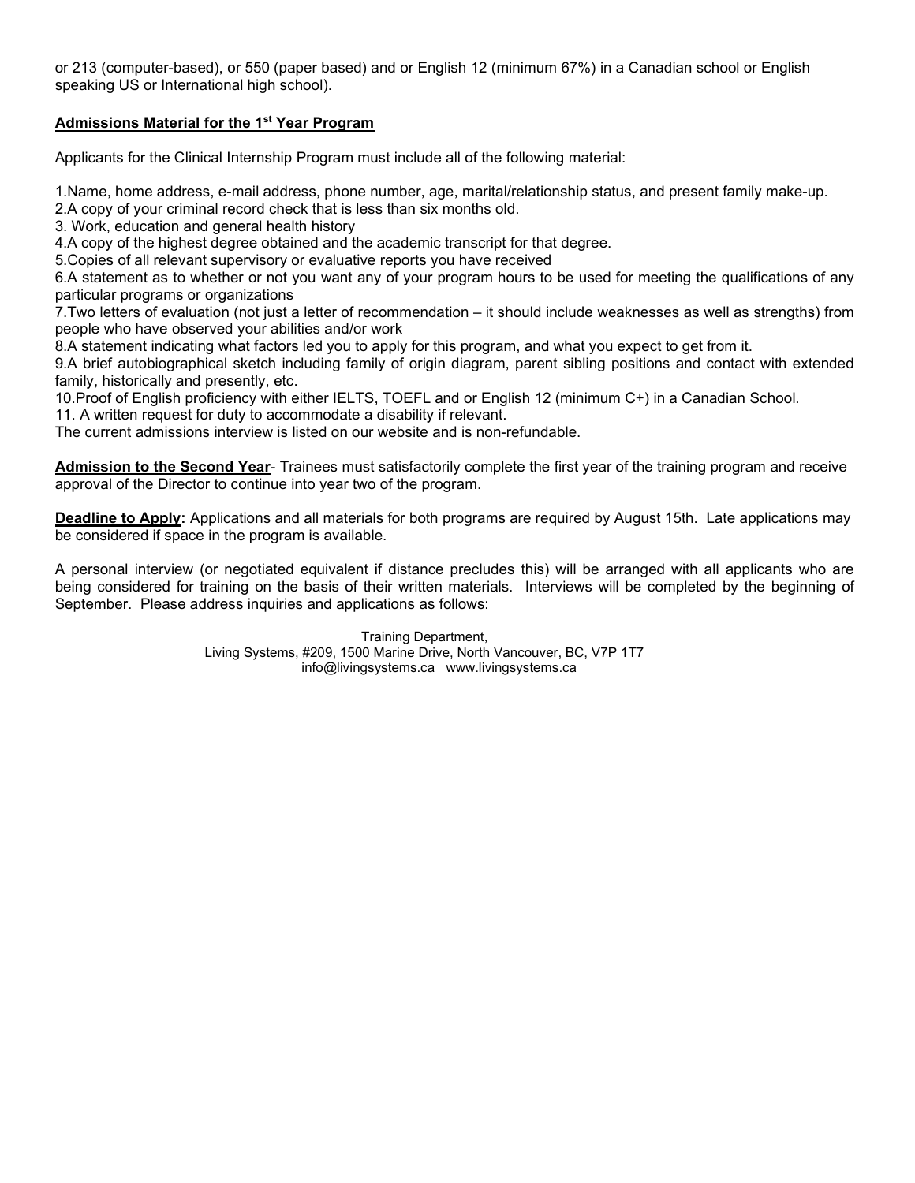or 213 (computer-based), or 550 (paper based) and or English 12 (minimum 67%) in a Canadian school or English speaking US or International high school).

**Admissions Material for the 1st Year Program**

Applicants for the Clinical Internship Program must include all of the following material:

1. Name, home address, e-mail address, phone number, age, marital/relationship status, and present family make-up.
2. A copy of your criminal record check that is less than six months old.
3. Work, education and general health history
4. A copy of the highest degree obtained and the academic transcript for that degree.
5. Copies of all relevant supervisory or evaluative reports you have received
6. A statement as to whether or not you want any of your program hours to be used for meeting the qualifications of any particular programs or organizations
7. Two letters of evaluation (not just a letter of recommendation – it should include weaknesses as well as strengths) from people who have observed your abilities and/or work
8. A statement indicating what factors led you to apply for this program, and what you expect to get from it.
9. A brief autobiographical sketch including family of origin diagram, parent sibling positions and contact with extended family, historically and presently, etc.
10. Proof of English proficiency with either IELTS, TOEFL and or English 12 (minimum C+) in a Canadian School.
11. A written request for duty to accommodate a disability if relevant.

The current admissions interview is listed on our website and is non-refundable.

**Admission to the Second Year**- Trainees must satisfactorily complete the first year of the training program and receive approval of the Director to continue into year two of the program.

**Deadline to Apply:** Applications and all materials for both programs are required by August 15th. Late applications may be considered if space in the program is available.

A personal interview (or negotiated equivalent if distance precludes this) will be arranged with all applicants who are being considered for training on the basis of their written materials. Interviews will be completed by the beginning of September. Please address inquiries and applications as follows:

Training Department,
Living Systems, #209, 1500 Marine Drive, North Vancouver, BC, V7P 1T7
info@livingsystems.ca www.livingsystems.ca